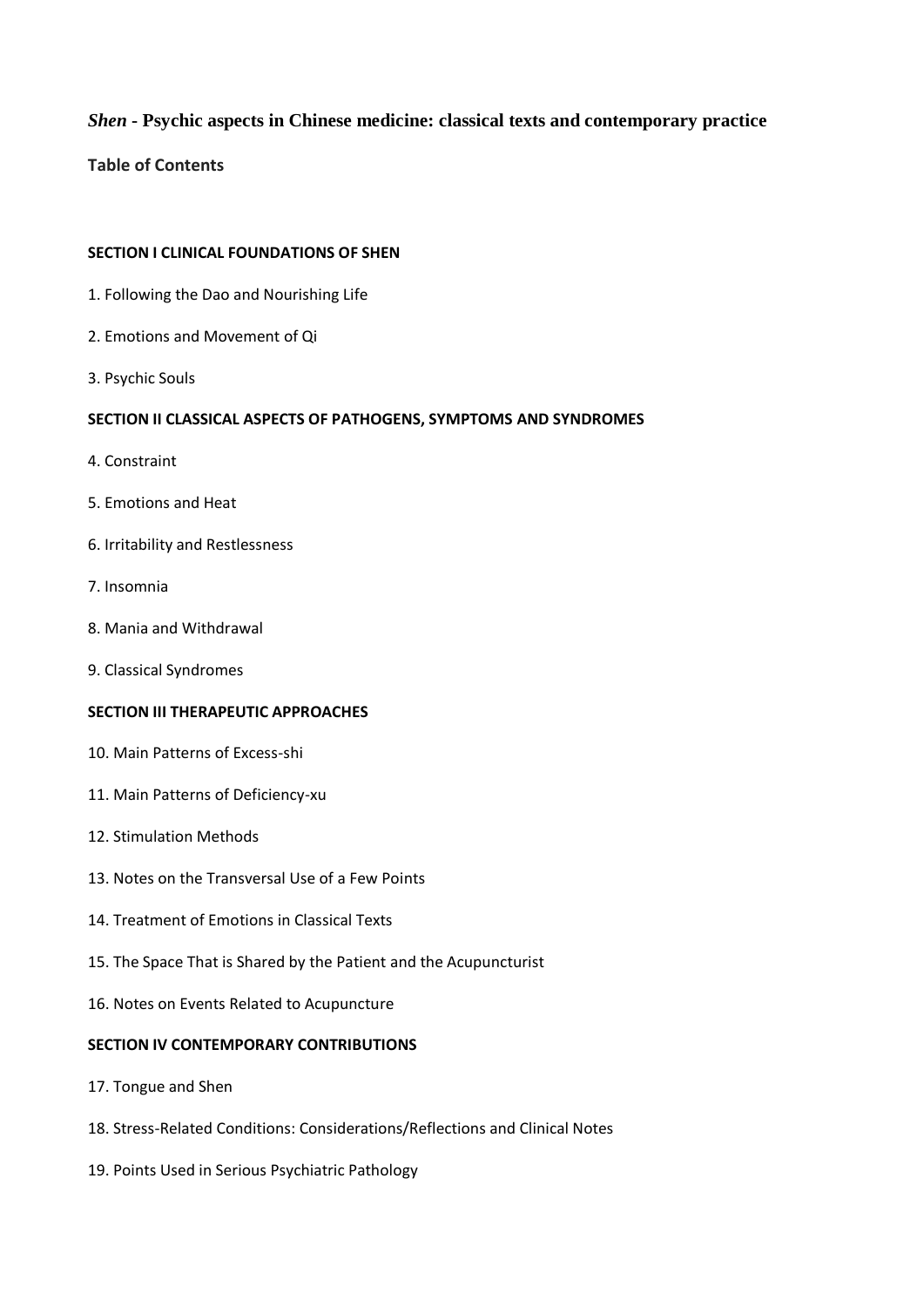# *Shen* - Psychic aspects in Chinese medicine: classical texts and contemporary practice

## Table of Contents

### SECTION I CLINICAL FOUNDATIONS OF SHEN

1. Following the Dao and Nourishing Life
2. Emotions and Movement of Qi
3. Psychic Souls

### SECTION II CLASSICAL ASPECTS OF PATHOGENS, SYMPTOMS AND SYNDROMES

4. Constraint
5. Emotions and Heat
6. Irritability and Restlessness
7. Insomnia
8. Mania and Withdrawal
9. Classical Syndromes

### SECTION III THERAPEUTIC APPROACHES

10. Main Patterns of Excess-shi
11. Main Patterns of Deficiency-xu
12. Stimulation Methods
13. Notes on the Transversal Use of a Few Points
14. Treatment of Emotions in Classical Texts
15. The Space That is Shared by the Patient and the Acupuncturist
16. Notes on Events Related to Acupuncture

### SECTION IV CONTEMPORARY CONTRIBUTIONS

17. Tongue and Shen
18. Stress-Related Conditions: Considerations/Reflections and Clinical Notes
19. Points Used in Serious Psychiatric Pathology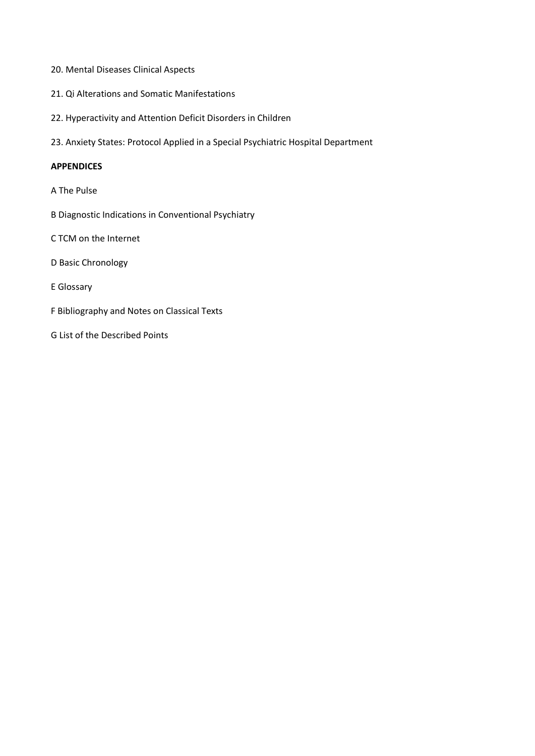20. Mental Diseases Clinical Aspects

21. Qi Alterations and Somatic Manifestations

22. Hyperactivity and Attention Deficit Disorders in Children

23. Anxiety States: Protocol Applied in a Special Psychiatric Hospital Department

**APPENDICES**

A The Pulse

B Diagnostic Indications in Conventional Psychiatry

C TCM on the Internet

D Basic Chronology

E Glossary

F Bibliography and Notes on Classical Texts

G List of the Described Points